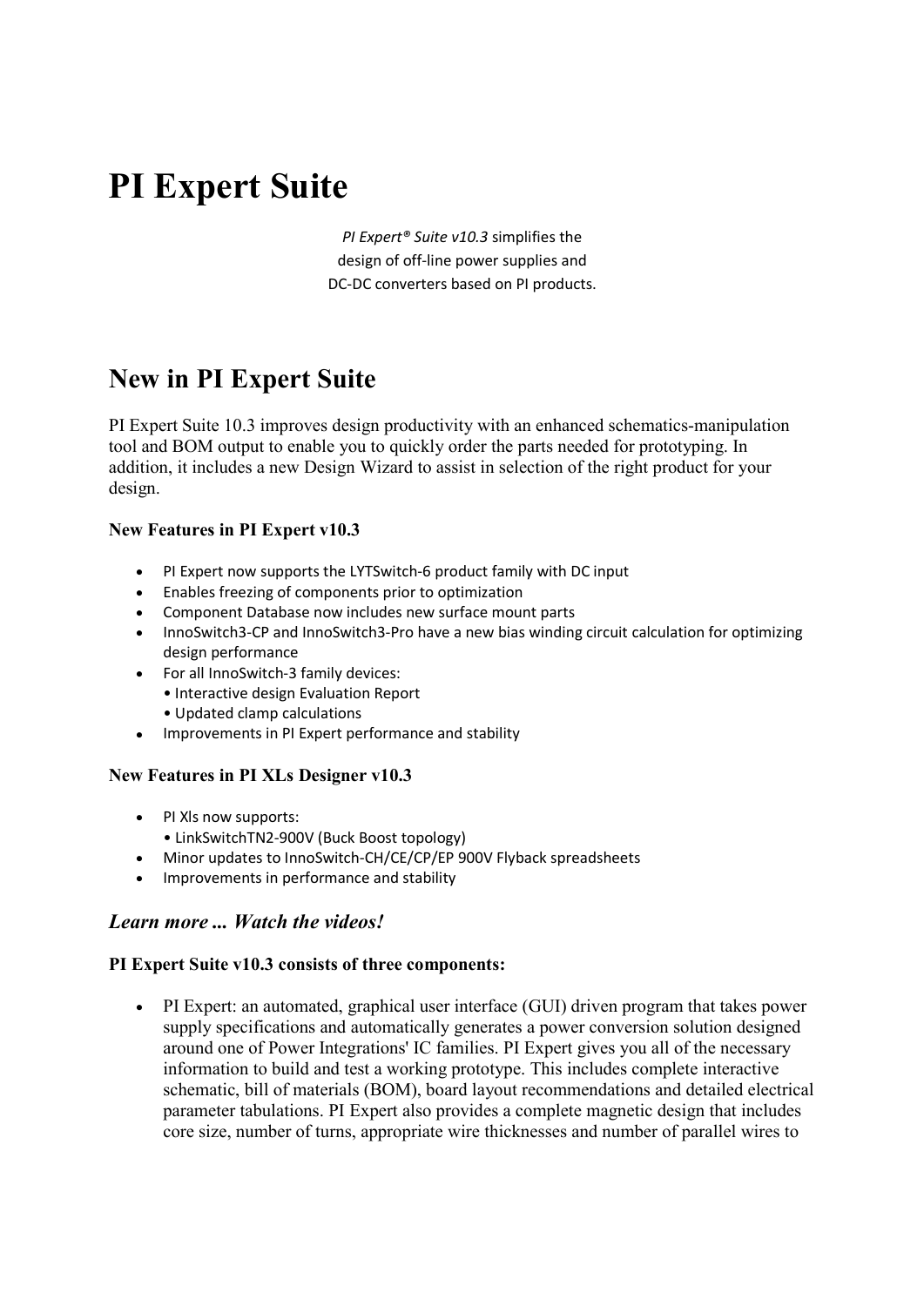# PI Expert Suite

*PI Expert® Suite v10.3* simplifies the design of off-line power supplies and DC-DC converters based on PI products.

## New in PI Expert Suite

PI Expert Suite 10.3 improves design productivity with an enhanced schematics-manipulation tool and BOM output to enable you to quickly order the parts needed for prototyping. In addition, it includes a new Design Wizard to assist in selection of the right product for your design.

**New Features in PI Expert v10.3**

- PI Expert now supports the LYTSwitch-6 product family with DC input
- Enables freezing of components prior to optimization
- Component Database now includes new surface mount parts
- InnoSwitch3-CP and InnoSwitch3-Pro have a new bias winding circuit calculation for optimizing design performance
- For all InnoSwitch-3 family devices:
  • Interactive design Evaluation Report
  • Updated clamp calculations
- Improvements in PI Expert performance and stability

**New Features in PI XLs Designer v10.3**

- PI Xls now supports:
  • LinkSwitchTN2-900V (Buck Boost topology)
- Minor updates to InnoSwitch-CH/CE/CP/EP 900V Flyback spreadsheets
- Improvements in performance and stability

### *Learn more ... Watch the videos!*

**PI Expert Suite v10.3 consists of three components:**

- PI Expert: an automated, graphical user interface (GUI) driven program that takes power supply specifications and automatically generates a power conversion solution designed around one of Power Integrations' IC families. PI Expert gives you all of the necessary information to build and test a working prototype. This includes complete interactive schematic, bill of materials (BOM), board layout recommendations and detailed electrical parameter tabulations. PI Expert also provides a complete magnetic design that includes core size, number of turns, appropriate wire thicknesses and number of parallel wires to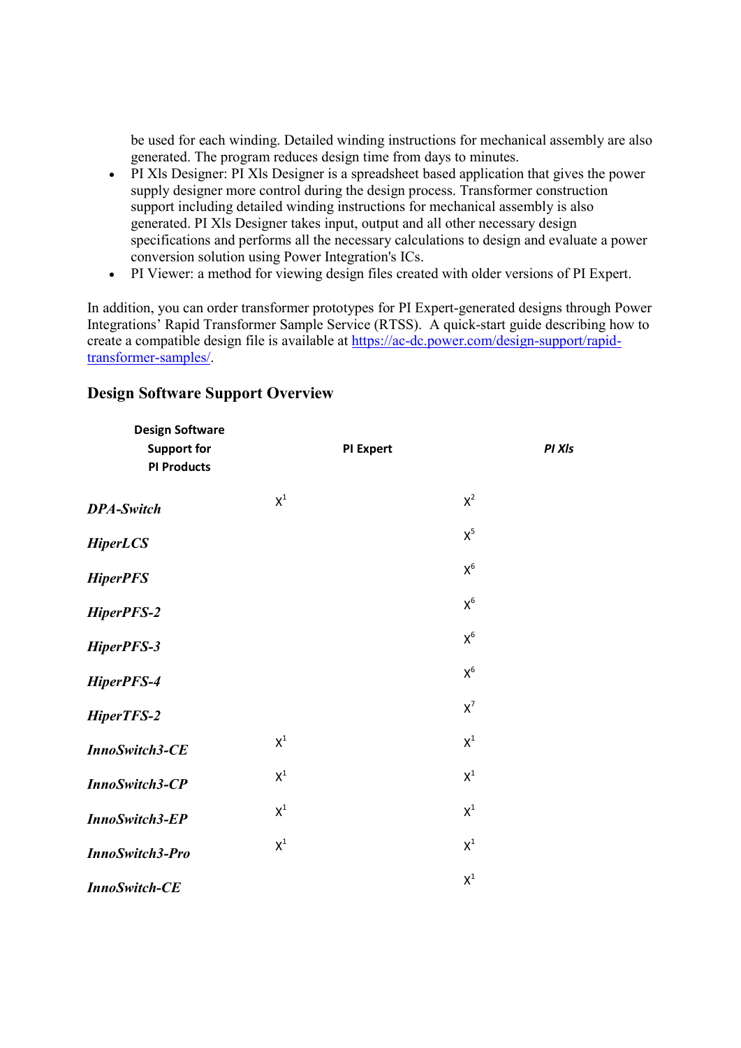be used for each winding. Detailed winding instructions for mechanical assembly are also generated. The program reduces design time from days to minutes.

- PI Xls Designer: PI Xls Designer is a spreadsheet based application that gives the power supply designer more control during the design process. Transformer construction support including detailed winding instructions for mechanical assembly is also generated. PI Xls Designer takes input, output and all other necessary design specifications and performs all the necessary calculations to design and evaluate a power conversion solution using Power Integration's ICs.
- PI Viewer: a method for viewing design files created with older versions of PI Expert.

In addition, you can order transformer prototypes for PI Expert-generated designs through Power Integrations' Rapid Transformer Sample Service (RTSS). A quick-start guide describing how to create a compatible design file is available at https://ac-dc.power.com/design-support/rapid-transformer-samples/.

## Design Software Support Overview

| **Design Software Support for PI Products** | **PI Expert** | ***PI Xls*** |
|---|---|---|
| ***DPA-Switch*** | X[1] | X[2] |
| ***HiperLCS*** | | X[5] |
| ***HiperPFS*** | | X[6] |
| ***HiperPFS-2*** | | X[6] |
| ***HiperPFS-3*** | | X[6] |
| ***HiperPFS-4*** | | X[6] |
| ***HiperTFS-2*** | | X[7] |
| ***InnoSwitch3-CE*** | X[1] | X[1] |
| ***InnoSwitch3-CP*** | X[1] | X[1] |
| ***InnoSwitch3-EP*** | X[1] | X[1] |
| ***InnoSwitch3-Pro*** | X[1] | X[1] |
| ***InnoSwitch-CE*** | | X[1] |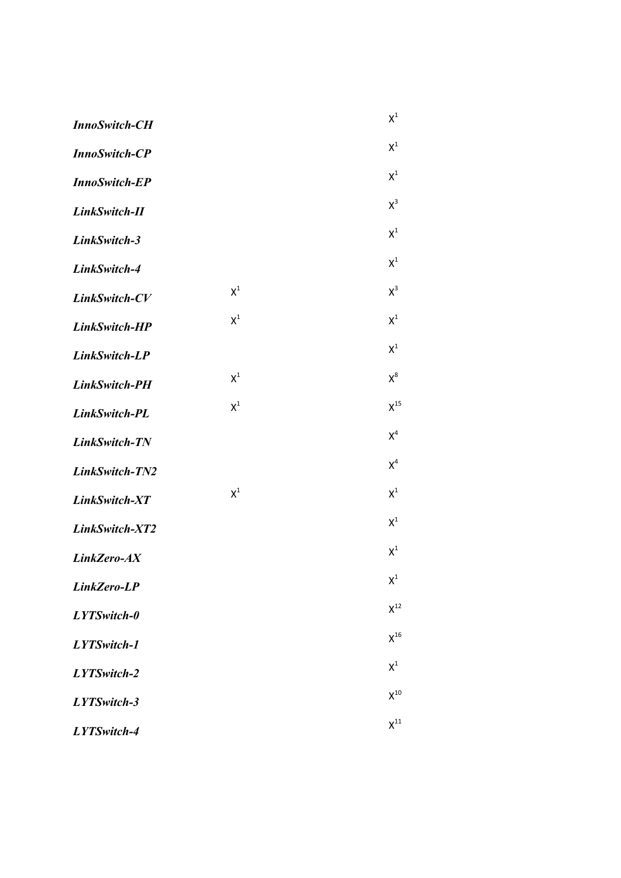| | | |
|---|---|---|
| ***InnoSwitch-CH*** | | X[1] |
| ***InnoSwitch-CP*** | | X[1] |
| ***InnoSwitch-EP*** | | X[1] |
| ***LinkSwitch-II*** | | X[3] |
| ***LinkSwitch-3*** | | X[1] |
| ***LinkSwitch-4*** | | X[1] |
| ***LinkSwitch-CV*** | X[1] | X[3] |
| ***LinkSwitch-HP*** | X[1] | X[1] |
| ***LinkSwitch-LP*** | | X[1] |
| ***LinkSwitch-PH*** | X[1] | X[8] |
| ***LinkSwitch-PL*** | X[1] | X[15] |
| ***LinkSwitch-TN*** | | X[4] |
| ***LinkSwitch-TN2*** | | X[4] |
| ***LinkSwitch-XT*** | X[1] | X[1] |
| ***LinkSwitch-XT2*** | | X[1] |
| ***LinkZero-AX*** | | X[1] |
| ***LinkZero-LP*** | | X[1] |
| ***LYTSwitch-0*** | | X[12] |
| ***LYTSwitch-1*** | | X[16] |
| ***LYTSwitch-2*** | | X[1] |
| ***LYTSwitch-3*** | | X[10] |
| ***LYTSwitch-4*** | | X[11] |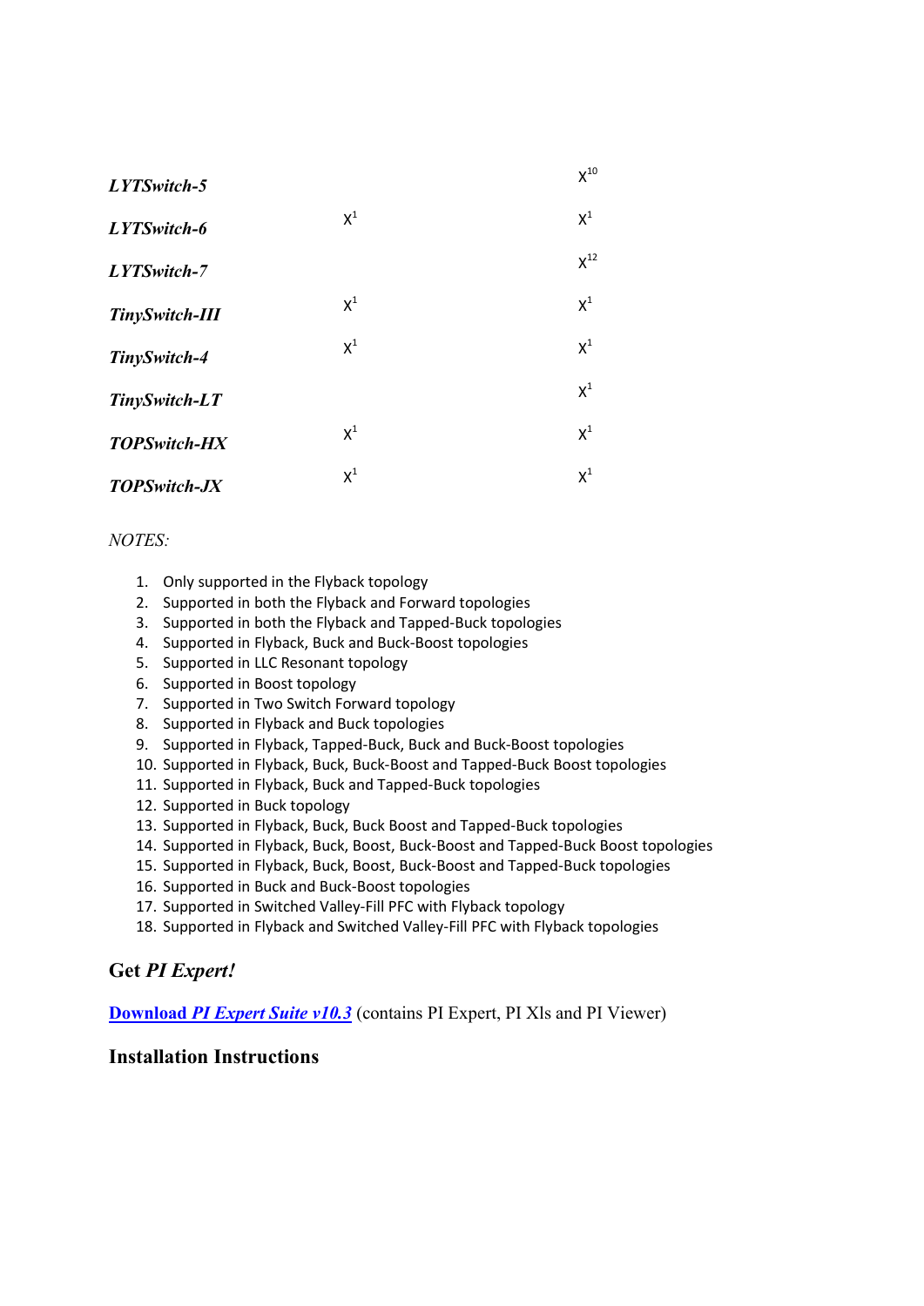| | | |
|---|---|---|
| ***LYTSwitch-5*** | | X[10] |
| ***LYTSwitch-6*** | X[1] | X[1] |
| ***LYTSwitch-7*** | | X[12] |
| ***TinySwitch-III*** | X[1] | X[1] |
| ***TinySwitch-4*** | X[1] | X[1] |
| ***TinySwitch-LT*** | | X[1] |
| ***TOPSwitch-HX*** | X[1] | X[1] |
| ***TOPSwitch-JX*** | X[1] | X[1] |

*NOTES:*

1. Only supported in the Flyback topology
2. Supported in both the Flyback and Forward topologies
3. Supported in both the Flyback and Tapped-Buck topologies
4. Supported in Flyback, Buck and Buck-Boost topologies
5. Supported in LLC Resonant topology
6. Supported in Boost topology
7. Supported in Two Switch Forward topology
8. Supported in Flyback and Buck topologies
9. Supported in Flyback, Tapped-Buck, Buck and Buck-Boost topologies
10. Supported in Flyback, Buck, Buck-Boost and Tapped-Buck Boost topologies
11. Supported in Flyback, Buck and Tapped-Buck topologies
12. Supported in Buck topology
13. Supported in Flyback, Buck, Buck Boost and Tapped-Buck topologies
14. Supported in Flyback, Buck, Boost, Buck-Boost and Tapped-Buck Boost topologies
15. Supported in Flyback, Buck, Boost, Buck-Boost and Tapped-Buck topologies
16. Supported in Buck and Buck-Boost topologies
17. Supported in Switched Valley-Fill PFC with Flyback topology
18. Supported in Flyback and Switched Valley-Fill PFC with Flyback topologies

## Get *PI Expert!*

**Download *PI Expert Suite v10.3*** (contains PI Expert, PI Xls and PI Viewer)

## Installation Instructions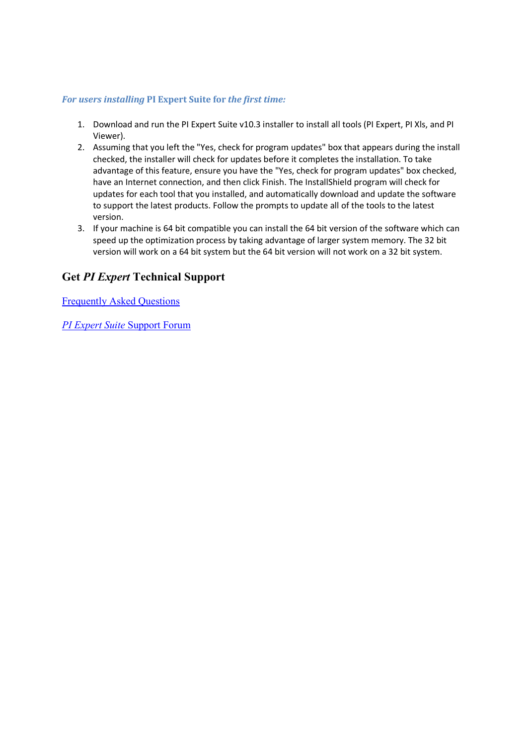***For users installing* PI Expert Suite for *the first time:***

1. Download and run the PI Expert Suite v10.3 installer to install all tools (PI Expert, PI Xls, and PI Viewer).
2. Assuming that you left the "Yes, check for program updates" box that appears during the install checked, the installer will check for updates before it completes the installation. To take advantage of this feature, ensure you have the "Yes, check for program updates" box checked, have an Internet connection, and then click Finish. The InstallShield program will check for updates for each tool that you installed, and automatically download and update the software to support the latest products. Follow the prompts to update all of the tools to the latest version.
3. If your machine is 64 bit compatible you can install the 64 bit version of the software which can speed up the optimization process by taking advantage of larger system memory. The 32 bit version will work on a 64 bit system but the 64 bit version will not work on a 32 bit system.

## Get *PI Expert* Technical Support

Frequently Asked Questions

*PI Expert Suite* Support Forum